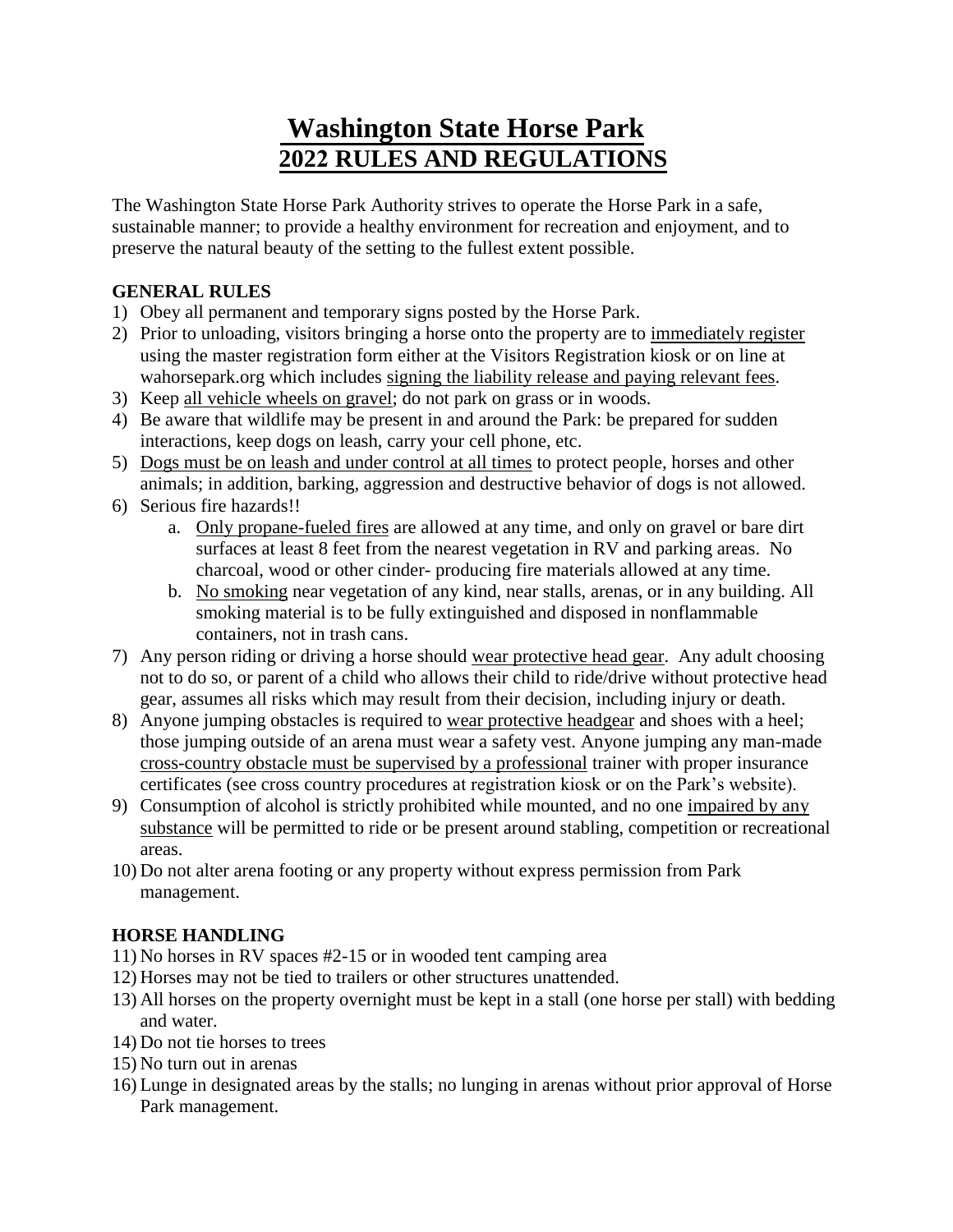# Washington State Horse Park
## 2022 RULES AND REGULATIONS

The Washington State Horse Park Authority strives to operate the Horse Park in a safe, sustainable manner; to provide a healthy environment for recreation and enjoyment, and to preserve the natural beauty of the setting to the fullest extent possible.

**GENERAL RULES**

1) Obey all permanent and temporary signs posted by the Horse Park.
2) Prior to unloading, visitors bringing a horse onto the property are to immediately register using the master registration form either at the Visitors Registration kiosk or on line at wahorsepark.org which includes signing the liability release and paying relevant fees.
3) Keep all vehicle wheels on gravel; do not park on grass or in woods.
4) Be aware that wildlife may be present in and around the Park: be prepared for sudden interactions, keep dogs on leash, carry your cell phone, etc.
5) Dogs must be on leash and under control at all times to protect people, horses and other animals; in addition, barking, aggression and destructive behavior of dogs is not allowed.
6) Serious fire hazards!!
   a. Only propane-fueled fires are allowed at any time, and only on gravel or bare dirt surfaces at least 8 feet from the nearest vegetation in RV and parking areas. No charcoal, wood or other cinder- producing fire materials allowed at any time.
   b. No smoking near vegetation of any kind, near stalls, arenas, or in any building. All smoking material is to be fully extinguished and disposed in nonflammable containers, not in trash cans.
7) Any person riding or driving a horse should wear protective head gear. Any adult choosing not to do so, or parent of a child who allows their child to ride/drive without protective head gear, assumes all risks which may result from their decision, including injury or death.
8) Anyone jumping obstacles is required to wear protective headgear and shoes with a heel; those jumping outside of an arena must wear a safety vest. Anyone jumping any man-made cross-country obstacle must be supervised by a professional trainer with proper insurance certificates (see cross country procedures at registration kiosk or on the Park's website).
9) Consumption of alcohol is strictly prohibited while mounted, and no one impaired by any substance will be permitted to ride or be present around stabling, competition or recreational areas.
10) Do not alter arena footing or any property without express permission from Park management.

**HORSE HANDLING**

11) No horses in RV spaces #2-15 or in wooded tent camping area
12) Horses may not be tied to trailers or other structures unattended.
13) All horses on the property overnight must be kept in a stall (one horse per stall) with bedding and water.
14) Do not tie horses to trees
15) No turn out in arenas
16) Lunge in designated areas by the stalls; no lunging in arenas without prior approval of Horse Park management.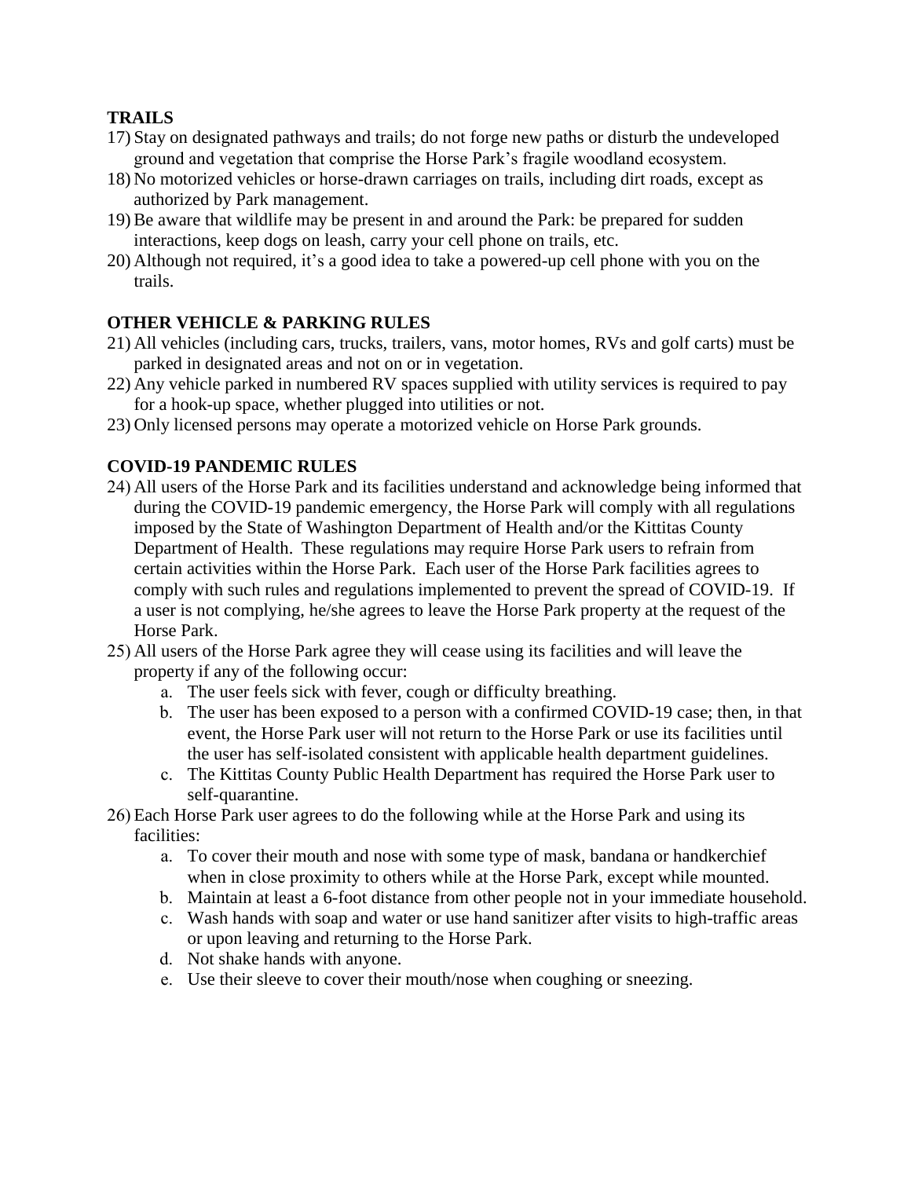**TRAILS**

17) Stay on designated pathways and trails; do not forge new paths or disturb the undeveloped ground and vegetation that comprise the Horse Park's fragile woodland ecosystem.
18) No motorized vehicles or horse-drawn carriages on trails, including dirt roads, except as authorized by Park management.
19) Be aware that wildlife may be present in and around the Park: be prepared for sudden interactions, keep dogs on leash, carry your cell phone on trails, etc.
20) Although not required, it's a good idea to take a powered-up cell phone with you on the trails.

**OTHER VEHICLE & PARKING RULES**

21) All vehicles (including cars, trucks, trailers, vans, motor homes, RVs and golf carts) must be parked in designated areas and not on or in vegetation.
22) Any vehicle parked in numbered RV spaces supplied with utility services is required to pay for a hook-up space, whether plugged into utilities or not.
23) Only licensed persons may operate a motorized vehicle on Horse Park grounds.

**COVID-19 PANDEMIC RULES**

24) All users of the Horse Park and its facilities understand and acknowledge being informed that during the COVID-19 pandemic emergency, the Horse Park will comply with all regulations imposed by the State of Washington Department of Health and/or the Kittitas County Department of Health. These regulations may require Horse Park users to refrain from certain activities within the Horse Park. Each user of the Horse Park facilities agrees to comply with such rules and regulations implemented to prevent the spread of COVID-19. If a user is not complying, he/she agrees to leave the Horse Park property at the request of the Horse Park.
25) All users of the Horse Park agree they will cease using its facilities and will leave the property if any of the following occur:
    a. The user feels sick with fever, cough or difficulty breathing.
    b. The user has been exposed to a person with a confirmed COVID-19 case; then, in that event, the Horse Park user will not return to the Horse Park or use its facilities until the user has self-isolated consistent with applicable health department guidelines.
    c. The Kittitas County Public Health Department has required the Horse Park user to self-quarantine.
26) Each Horse Park user agrees to do the following while at the Horse Park and using its facilities:
    a. To cover their mouth and nose with some type of mask, bandana or handkerchief when in close proximity to others while at the Horse Park, except while mounted.
    b. Maintain at least a 6-foot distance from other people not in your immediate household.
    c. Wash hands with soap and water or use hand sanitizer after visits to high-traffic areas or upon leaving and returning to the Horse Park.
    d. Not shake hands with anyone.
    e. Use their sleeve to cover their mouth/nose when coughing or sneezing.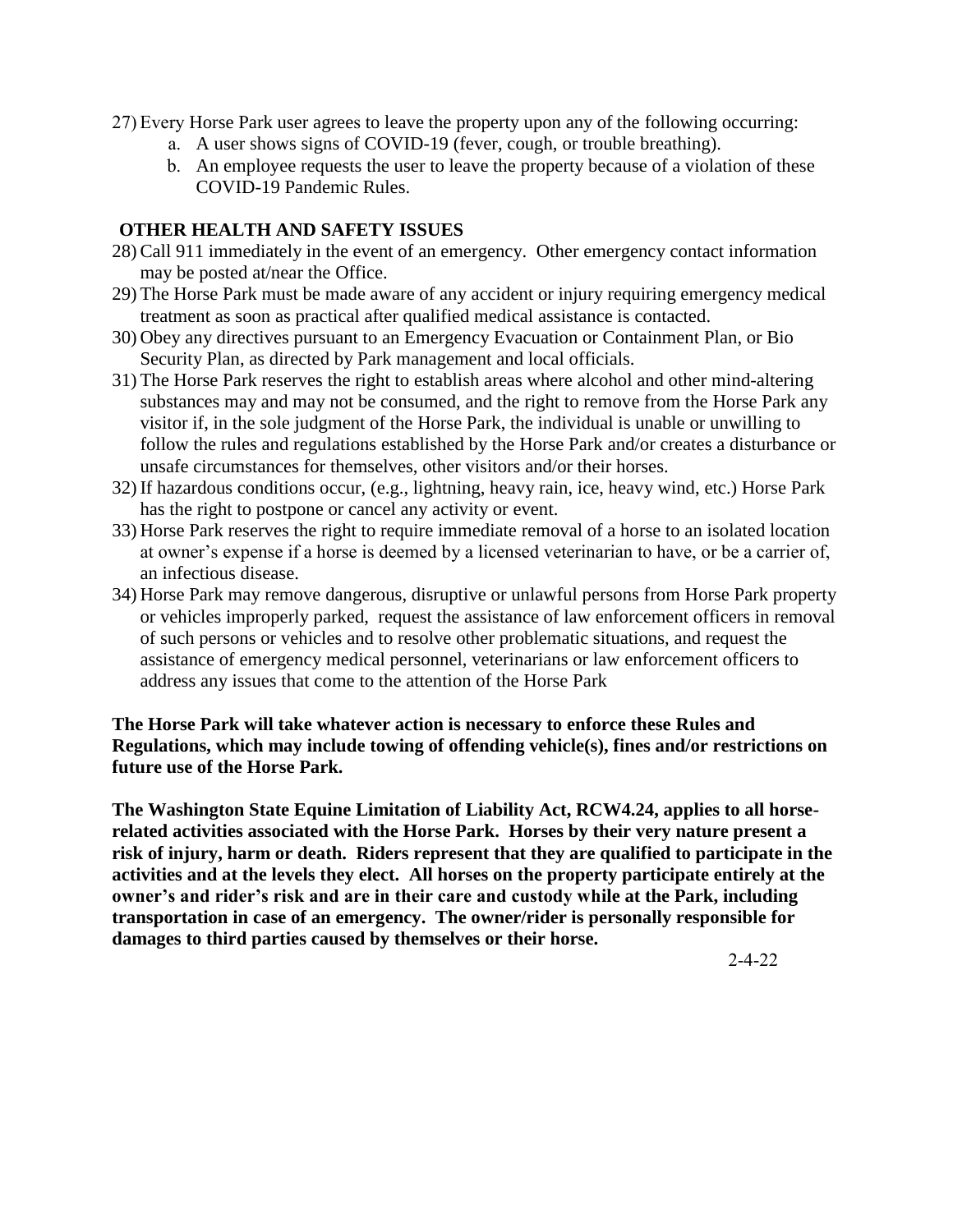27) Every Horse Park user agrees to leave the property upon any of the following occurring:
    a. A user shows signs of COVID-19 (fever, cough, or trouble breathing).
    b. An employee requests the user to leave the property because of a violation of these COVID-19 Pandemic Rules.

**OTHER HEALTH AND SAFETY ISSUES**

28) Call 911 immediately in the event of an emergency. Other emergency contact information may be posted at/near the Office.
29) The Horse Park must be made aware of any accident or injury requiring emergency medical treatment as soon as practical after qualified medical assistance is contacted.
30) Obey any directives pursuant to an Emergency Evacuation or Containment Plan, or Bio Security Plan, as directed by Park management and local officials.
31) The Horse Park reserves the right to establish areas where alcohol and other mind-altering substances may and may not be consumed, and the right to remove from the Horse Park any visitor if, in the sole judgment of the Horse Park, the individual is unable or unwilling to follow the rules and regulations established by the Horse Park and/or creates a disturbance or unsafe circumstances for themselves, other visitors and/or their horses.
32) If hazardous conditions occur, (e.g., lightning, heavy rain, ice, heavy wind, etc.) Horse Park has the right to postpone or cancel any activity or event.
33) Horse Park reserves the right to require immediate removal of a horse to an isolated location at owner's expense if a horse is deemed by a licensed veterinarian to have, or be a carrier of, an infectious disease.
34) Horse Park may remove dangerous, disruptive or unlawful persons from Horse Park property or vehicles improperly parked, request the assistance of law enforcement officers in removal of such persons or vehicles and to resolve other problematic situations, and request the assistance of emergency medical personnel, veterinarians or law enforcement officers to address any issues that come to the attention of the Horse Park

**The Horse Park will take whatever action is necessary to enforce these Rules and Regulations, which may include towing of offending vehicle(s), fines and/or restrictions on future use of the Horse Park.**

**The Washington State Equine Limitation of Liability Act, RCW4.24, applies to all horse-related activities associated with the Horse Park. Horses by their very nature present a risk of injury, harm or death. Riders represent that they are qualified to participate in the activities and at the levels they elect. All horses on the property participate entirely at the owner's and rider's risk and are in their care and custody while at the Park, including transportation in case of an emergency. The owner/rider is personally responsible for damages to third parties caused by themselves or their horse.**

2-4-22